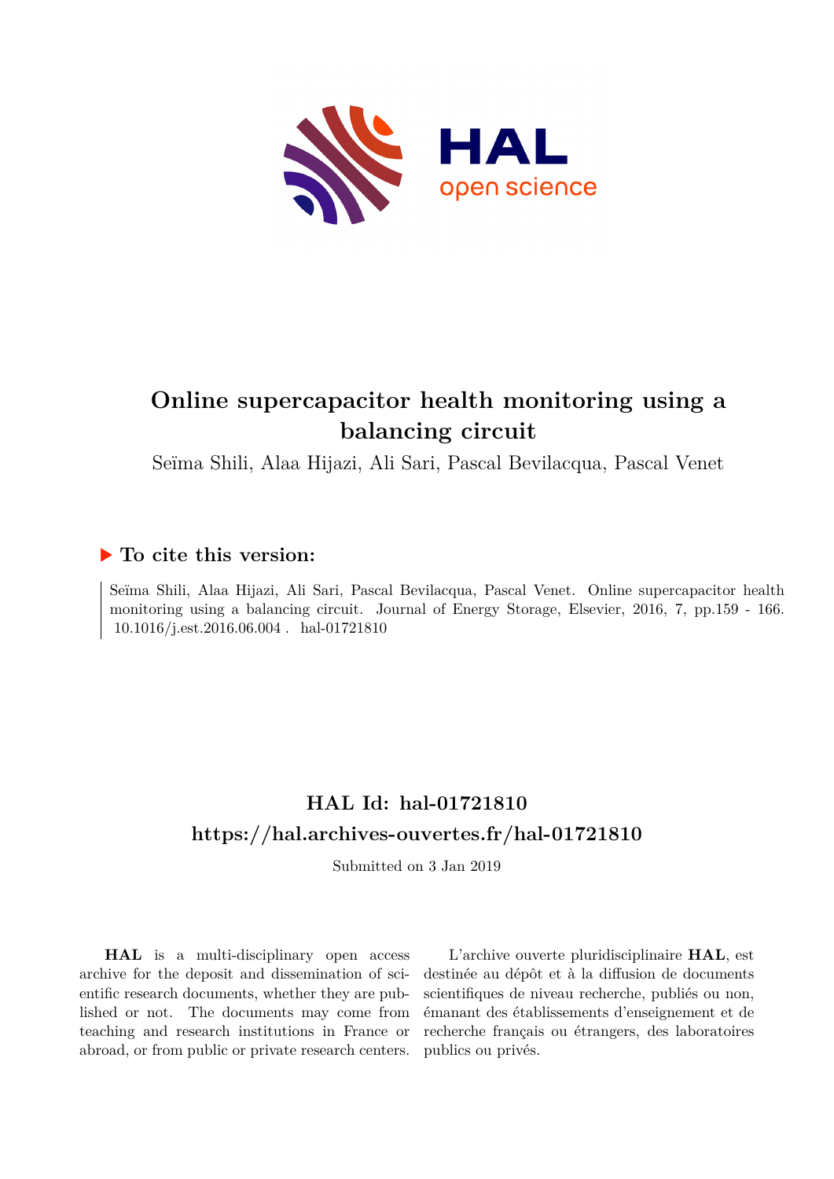# Online supercapacitor health monitoring using a balancing circuit

Seïma Shili, Alaa Hijazi, Ali Sari, Pascal Bevilacqua, Pascal Venet

## To cite this version:

Seïma Shili, Alaa Hijazi, Ali Sari, Pascal Bevilacqua, Pascal Venet. Online supercapacitor health monitoring using a balancing circuit. Journal of Energy Storage, Elsevier, 2016, 7, pp.159 - 166. 10.1016/j.est.2016.06.004 . hal-01721810

## HAL Id: hal-01721810
## https://hal.archives-ouvertes.fr/hal-01721810

Submitted on 3 Jan 2019

**HAL** is a multi-disciplinary open access archive for the deposit and dissemination of scientific research documents, whether they are published or not. The documents may come from teaching and research institutions in France or abroad, or from public or private research centers.

L'archive ouverte pluridisciplinaire **HAL**, est destinée au dépôt et à la diffusion de documents scientifiques de niveau recherche, publiés ou non, émanant des établissements d'enseignement et de recherche français ou étrangers, des laboratoires publics ou privés.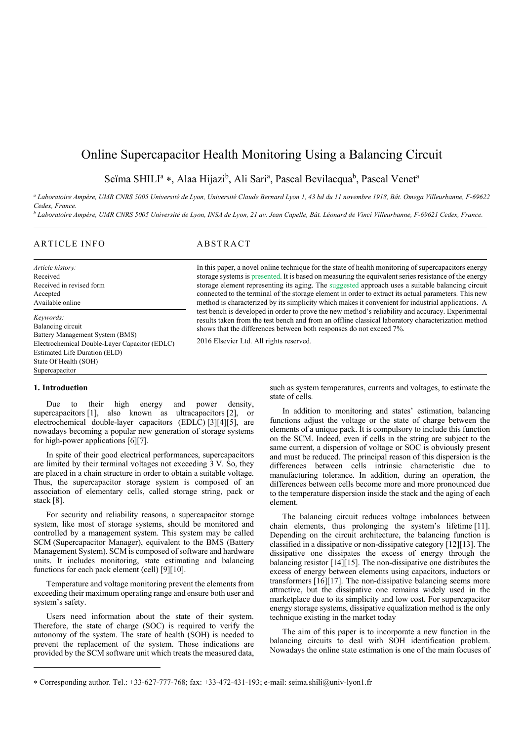# Online Supercapacitor Health Monitoring Using a Balancing Circuit

Seïma SHILI[a] *, Alaa Hijazi[b], Ali Sari[a], Pascal Bevilacqua[b], Pascal Venet[a]

[a] *Laboratoire Ampère, UMR CNRS 5005 Université de Lyon, Université Claude Bernard Lyon 1, 43 bd du 11 novembre 1918, Bât. Omega Villeurbanne, F-69622 Cedex, France.*

[b] *Laboratoire Ampère, UMR CNRS 5005 Université de Lyon, INSA de Lyon, 21 av. Jean Capelle, Bât. Léonard de Vinci Villeurbanne, F-69621 Cedex, France.*

---

ARTICLE INFO

*Article history:*
Received
Received in revised form
Accepted
Available online

*Keywords:*
Balancing circuit
Battery Management System (BMS)
Electrochemical Double-Layer Capacitor (EDLC)
Estimated Life Duration (ELD)
State Of Health (SOH)
Supercapacitor

ABSTRACT

In this paper, a novel online technique for the state of health monitoring of supercapacitors energy storage systems is presented. It is based on measuring the equivalent series resistance of the energy storage element representing its aging. The suggested approach uses a suitable balancing circuit connected to the terminal of the storage element in order to extract its actual parameters. This new method is characterized by its simplicity which makes it convenient for industrial applications. A test bench is developed in order to prove the new method's reliability and accuracy. Experimental results taken from the test bench and from an offline classical laboratory characterization method shows that the differences between both responses do not exceed 7%.

2016 Elsevier Ltd. All rights reserved.

---

## 1. Introduction

Due to their high energy and power density, supercapacitors [1], also known as ultracapacitors [2], or electrochemical double-layer capacitors (EDLC) [3][4][5], are nowadays becoming a popular new generation of storage systems for high-power applications [6][7].

In spite of their good electrical performances, supercapacitors are limited by their terminal voltages not exceeding 3 V. So, they are placed in a chain structure in order to obtain a suitable voltage. Thus, the supercapacitor storage system is composed of an association of elementary cells, called storage string, pack or stack [8].

For security and reliability reasons, a supercapacitor storage system, like most of storage systems, should be monitored and controlled by a management system. This system may be called SCM (Supercapacitor Manager), equivalent to the BMS (Battery Management System). SCM is composed of software and hardware units. It includes monitoring, state estimating and balancing functions for each pack element (cell) [9][10].

Temperature and voltage monitoring prevent the elements from exceeding their maximum operating range and ensure both user and system's safety.

Users need information about the state of their system. Therefore, the state of charge (SOC) is required to verify the autonomy of the system. The state of health (SOH) is needed to prevent the replacement of the system. Those indications are provided by the SCM software unit which treats the measured data, such as system temperatures, currents and voltages, to estimate the state of cells.

In addition to monitoring and states' estimation, balancing functions adjust the voltage or the state of charge between the elements of a unique pack. It is compulsory to include this function on the SCM. Indeed, even if cells in the string are subject to the same current, a dispersion of voltage or SOC is obviously present and must be reduced. The principal reason of this dispersion is the differences between cells intrinsic characteristic due to manufacturing tolerance. In addition, during an operation, the differences between cells become more and more pronounced due to the temperature dispersion inside the stack and the aging of each element.

The balancing circuit reduces voltage imbalances between chain elements, thus prolonging the system's lifetime [11]. Depending on the circuit architecture, the balancing function is classified in a dissipative or non-dissipative category [12][13]. The dissipative one dissipates the excess of energy through the balancing resistor [14][15]. The non-dissipative one distributes the excess of energy between elements using capacitors, inductors or transformers [16][17]. The non-dissipative balancing seems more attractive, but the dissipative one remains widely used in the marketplace due to its simplicity and low cost. For supercapacitor energy storage systems, dissipative equalization method is the only technique existing in the market today

The aim of this paper is to incorporate a new function in the balancing circuits to deal with SOH identification problem. Nowadays the online state estimation is one of the main focuses of

---

* Corresponding author. Tel.: +33-627-777-768; fax: +33-472-431-193; e-mail: seima.shili@univ-lyon1.fr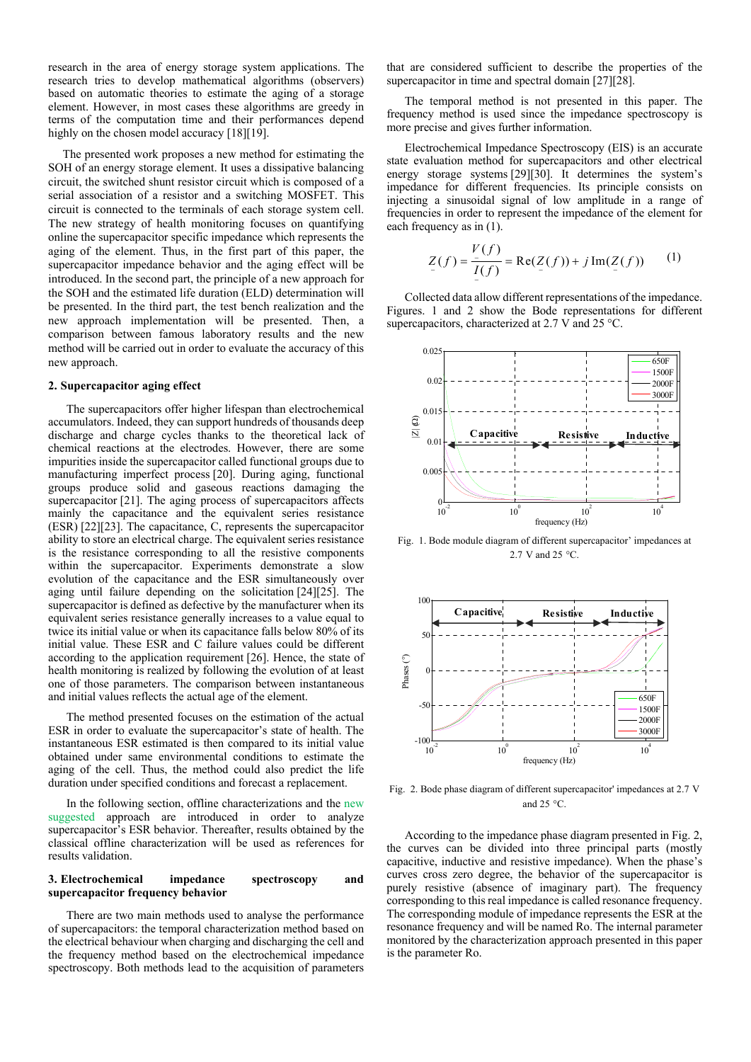research in the area of energy storage system applications. The research tries to develop mathematical algorithms (observers) based on automatic theories to estimate the aging of a storage element. However, in most cases these algorithms are greedy in terms of the computation time and their performances depend highly on the chosen model accuracy [18][19].

The presented work proposes a new method for estimating the SOH of an energy storage element. It uses a dissipative balancing circuit, the switched shunt resistor circuit which is composed of a serial association of a resistor and a switching MOSFET. This circuit is connected to the terminals of each storage system cell. The new strategy of health monitoring focuses on quantifying online the supercapacitor specific impedance which represents the aging of the element. Thus, in the first part of this paper, the supercapacitor impedance behavior and the aging effect will be introduced. In the second part, the principle of a new approach for the SOH and the estimated life duration (ELD) determination will be presented. In the third part, the test bench realization and the new approach implementation will be presented. Then, a comparison between famous laboratory results and the new method will be carried out in order to evaluate the accuracy of this new approach.

## 2. Supercapacitor aging effect

The supercapacitors offer higher lifespan than electrochemical accumulators. Indeed, they can support hundreds of thousands deep discharge and charge cycles thanks to the theoretical lack of chemical reactions at the electrodes. However, there are some impurities inside the supercapacitor called functional groups due to manufacturing imperfect process [20]. During aging, functional groups produce solid and gaseous reactions damaging the supercapacitor [21]. The aging process of supercapacitors affects mainly the capacitance and the equivalent series resistance (ESR) [22][23]. The capacitance, C, represents the supercapacitor ability to store an electrical charge. The equivalent series resistance is the resistance corresponding to all the resistive components within the supercapacitor. Experiments demonstrate a slow evolution of the capacitance and the ESR simultaneously over aging until failure depending on the solicitation [24][25]. The supercapacitor is defined as defective by the manufacturer when its equivalent series resistance generally increases to a value equal to twice its initial value or when its capacitance falls below 80% of its initial value. These ESR and C failure values could be different according to the application requirement [26]. Hence, the state of health monitoring is realized by following the evolution of at least one of those parameters. The comparison between instantaneous and initial values reflects the actual age of the element.

The method presented focuses on the estimation of the actual ESR in order to evaluate the supercapacitor's state of health. The instantaneous ESR estimated is then compared to its initial value obtained under same environmental conditions to estimate the aging of the cell. Thus, the method could also predict the life duration under specified conditions and forecast a replacement.

In the following section, offline characterizations and the new suggested approach are introduced in order to analyze supercapacitor's ESR behavior. Thereafter, results obtained by the classical offline characterization will be used as references for results validation.

## 3. Electrochemical impedance spectroscopy and supercapacitor frequency behavior

There are two main methods used to analyse the performance of supercapacitors: the temporal characterization method based on the electrical behaviour when charging and discharging the cell and the frequency method based on the electrochemical impedance spectroscopy. Both methods lead to the acquisition of parameters that are considered sufficient to describe the properties of the supercapacitor in time and spectral domain [27][28].

The temporal method is not presented in this paper. The frequency method is used since the impedance spectroscopy is more precise and gives further information.

Electrochemical Impedance Spectroscopy (EIS) is an accurate state evaluation method for supercapacitors and other electrical energy storage systems [29][30]. It determines the system's impedance for different frequencies. Its principle consists on injecting a sinusoidal signal of low amplitude in a range of frequencies in order to represent the impedance of the element for each frequency as in (1).

$$\underline{Z}(f) = \frac{\underline{V}(f)}{\underline{I}(f)} = \mathrm{Re}(\underline{Z}(f)) + j\,\mathrm{Im}(\underline{Z}(f)) \qquad (1)$$

Collected data allow different representations of the impedance. Figures. 1 and 2 show the Bode representations for different supercapacitors, characterized at 2.7 V and 25 °C.

Fig. 1. Bode module diagram of different supercapacitor' impedances at 2.7 V and 25 °C.

Fig. 2. Bode phase diagram of different supercapacitor' impedances at 2.7 V and 25 °C.

According to the impedance phase diagram presented in Fig. 2, the curves can be divided into three principal parts (mostly capacitive, inductive and resistive impedance). When the phase's curves cross zero degree, the behavior of the supercapacitor is purely resistive (absence of imaginary part). The frequency corresponding to this real impedance is called resonance frequency. The corresponding module of impedance represents the ESR at the resonance frequency and will be named Ro. The internal parameter monitored by the characterization approach presented in this paper is the parameter Ro.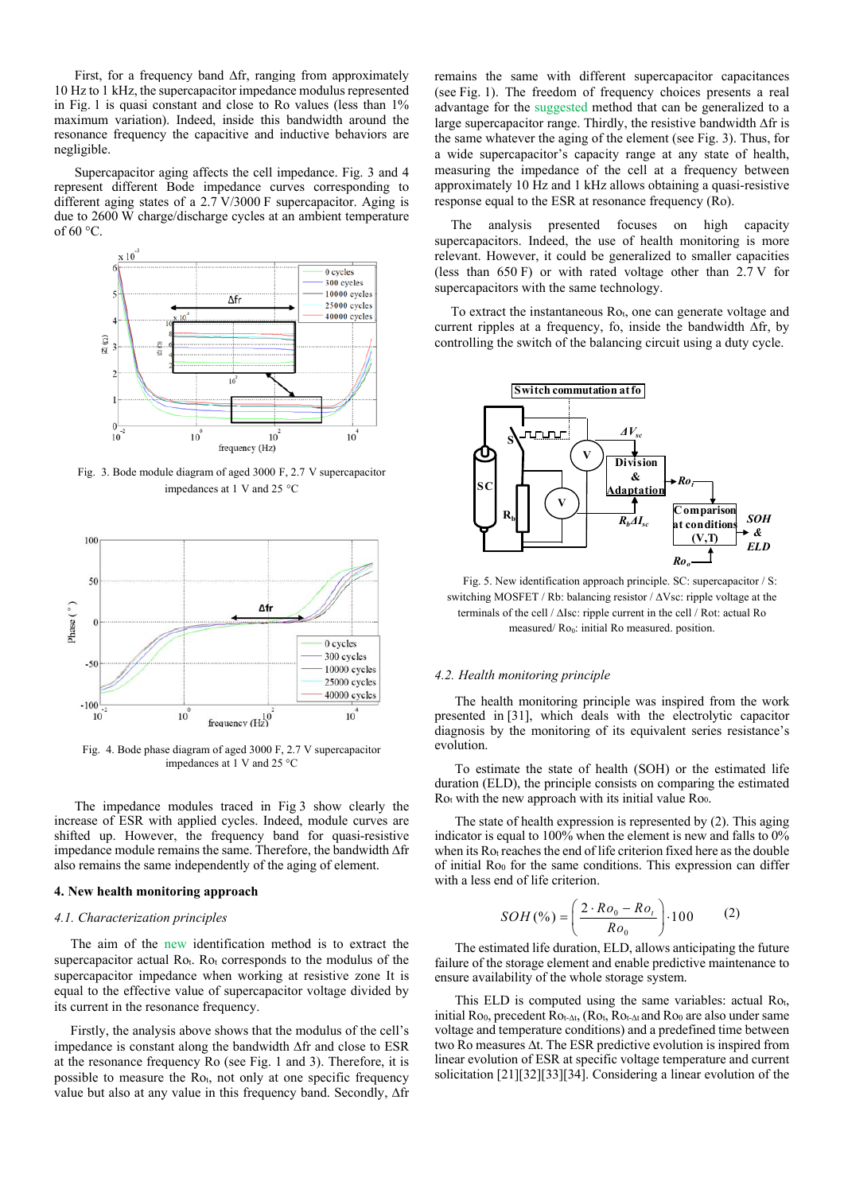First, for a frequency band $\Delta fr$, ranging from approximately 10 Hz to 1 kHz, the supercapacitor impedance modulus represented in Fig. 1 is quasi constant and close to Ro values (less than 1% maximum variation). Indeed, inside this bandwidth around the resonance frequency the capacitive and inductive behaviors are negligible.

Supercapacitor aging affects the cell impedance. Fig. 3 and 4 represent different Bode impedance curves corresponding to different aging states of a 2.7 V/3000 F supercapacitor. Aging is due to 2600 W charge/discharge cycles at an ambient temperature of 60 °C.

Fig. 3. Bode module diagram of aged 3000 F, 2.7 V supercapacitor impedances at 1 V and 25 °C

Fig. 4. Bode phase diagram of aged 3000 F, 2.7 V supercapacitor impedances at 1 V and 25 °C

The impedance modules traced in Fig 3 show clearly the increase of ESR with applied cycles. Indeed, module curves are shifted up. However, the frequency band for quasi-resistive impedance module remains the same. Therefore, the bandwidth $\Delta fr$ also remains the same independently of the aging of element.

## 4. New health monitoring approach

### 4.1. Characterization principles

The aim of the new identification method is to extract the supercapacitor actual $Ro_t$. $Ro_t$ corresponds to the modulus of the supercapacitor impedance when working at resistive zone It is equal to the effective value of supercapacitor voltage divided by its current in the resonance frequency.

Firstly, the analysis above shows that the modulus of the cell's impedance is constant along the bandwidth $\Delta fr$ and close to ESR at the resonance frequency Ro (see Fig. 1 and 3). Therefore, it is possible to measure the $Ro_t$, not only at one specific frequency value but also at any value in this frequency band. Secondly, $\Delta fr$ remains the same with different supercapacitor capacitances (see Fig. 1). The freedom of frequency choices presents a real advantage for the suggested method that can be generalized to a large supercapacitor range. Thirdly, the resistive bandwidth $\Delta fr$ is the same whatever the aging of the element (see Fig. 3). Thus, for a wide supercapacitor's capacity range at any state of health, measuring the impedance of the cell at a frequency between approximately 10 Hz and 1 kHz allows obtaining a quasi-resistive response equal to the ESR at resonance frequency (Ro).

The analysis presented focuses on high capacity supercapacitors. Indeed, the use of health monitoring is more relevant. However, it could be generalized to smaller capacities (less than 650 F) or with rated voltage other than 2.7 V for supercapacitors with the same technology.

To extract the instantaneous $Ro_t$, one can generate voltage and current ripples at a frequency, fo, inside the bandwidth $\Delta fr$, by controlling the switch of the balancing circuit using a duty cycle.

Fig. 5. New identification approach principle. SC: supercapacitor / S: switching MOSFET / Rb: balancing resistor / $\Delta Vsc$: ripple voltage at the terminals of the cell / $\Delta Isc$: ripple current in the cell / Rot: actual Ro measured/ $Ro_0$: initial Ro measured. position.

### 4.2. Health monitoring principle

The health monitoring principle was inspired from the work presented in [31], which deals with the electrolytic capacitor diagnosis by the monitoring of its equivalent series resistance's evolution.

To estimate the state of health (SOH) or the estimated life duration (ELD), the principle consists on comparing the estimated $Ro_t$ with the new approach with its initial value $Ro_0$.

The state of health expression is represented by (2). This aging indicator is equal to 100% when the element is new and falls to 0% when its $Ro_t$ reaches the end of life criterion fixed here as the double of initial $Ro_0$ for the same conditions. This expression can differ with a less end of life criterion.

$$SOH\,(\%) = \left(\frac{2 \cdot Ro_0 - Ro_t}{Ro_0}\right) \cdot 100 \qquad (2)$$

The estimated life duration, ELD, allows anticipating the future failure of the storage element and enable predictive maintenance to ensure availability of the whole storage system.

This ELD is computed using the same variables: actual $Ro_t$, initial $Ro_0$, precedent $Ro_{t-\Delta t}$, ($Ro_t$, $Ro_{t-\Delta t}$ and $Ro_0$ are also under same voltage and temperature conditions) and a predefined time between two Ro measures $\Delta t$. The ESR predictive evolution is inspired from linear evolution of ESR at specific voltage temperature and current solicitation [21][32][33][34]. Considering a linear evolution of the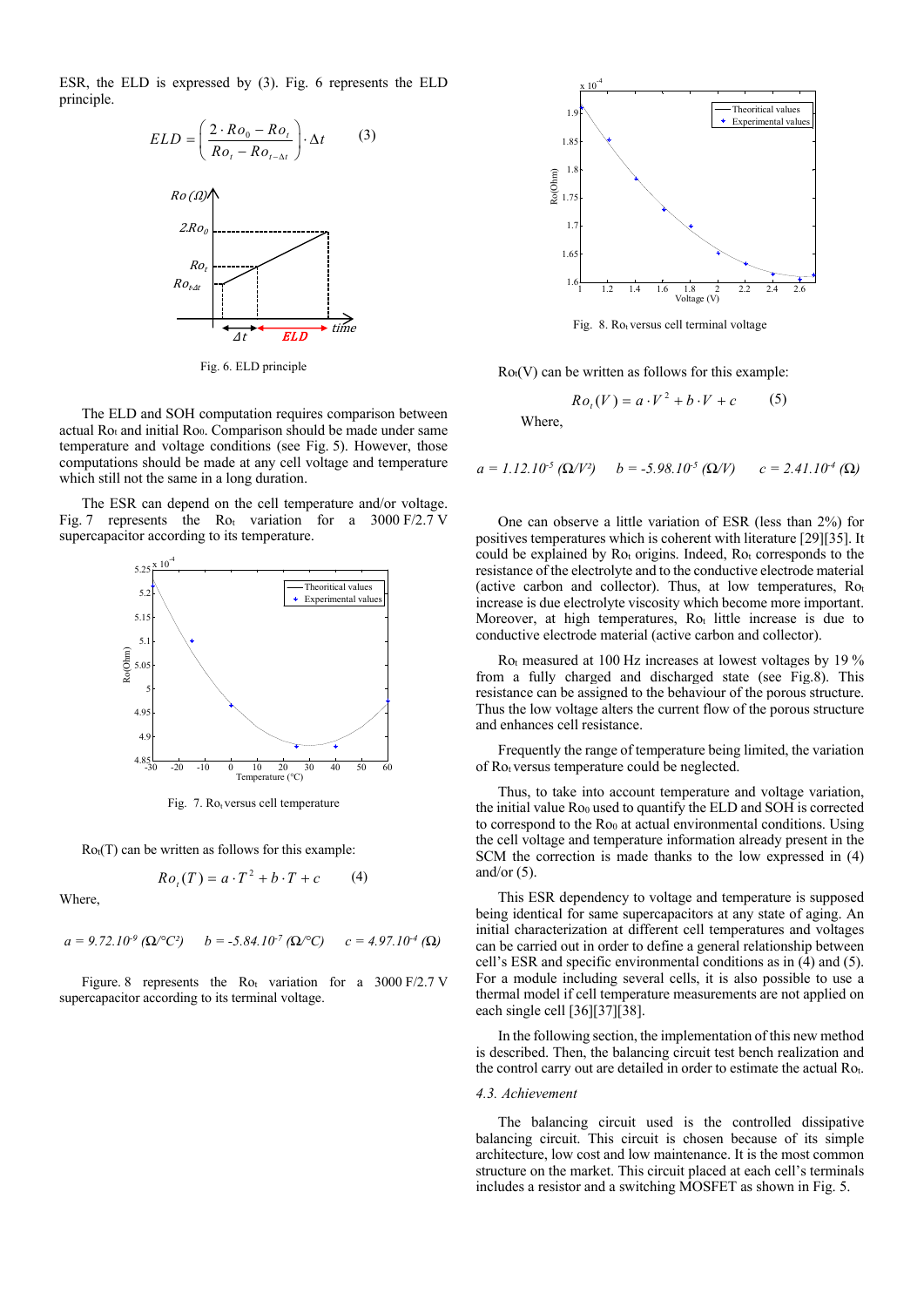ESR, the ELD is expressed by (3). Fig. 6 represents the ELD principle.

$$ELD = \left(\frac{2 \cdot Ro_0 - Ro_t}{Ro_t - Ro_{t-\Delta t}}\right) \cdot \Delta t \qquad (3)$$

Fig. 6. ELD principle

The ELD and SOH computation requires comparison between actual $Ro_t$ and initial $Ro_0$. Comparison should be made under same temperature and voltage conditions (see Fig. 5). However, those computations should be made at any cell voltage and temperature which still not the same in a long duration.

The ESR can depend on the cell temperature and/or voltage. Fig. 7 represents the $Ro_t$ variation for a 3000 F/2.7 V supercapacitor according to its temperature.

Fig. 7. $Ro_t$ versus cell temperature

$Ro_t(T)$ can be written as follows for this example:

$$Ro_t(T) = a \cdot T^2 + b \cdot T + c \qquad (4)$$

Where,

$a = 9.72.10^{-9}$ ($\Omega/°C^2$) $\quad b = -5.84.10^{-7}$ ($\Omega/°C$) $\quad c = 4.97.10^{-4}$ ($\Omega$)

Figure. 8 represents the $Ro_t$ variation for a 3000 F/2.7 V supercapacitor according to its terminal voltage.

Fig. 8. $Ro_t$ versus cell terminal voltage

$Ro_t(V)$ can be written as follows for this example:

$$Ro_t(V) = a \cdot V^2 + b \cdot V + c \qquad (5)$$

Where,

$a = 1.12.10^{-5}$ ($\Omega/V^2$) $\quad b = -5.98.10^{-5}$ ($\Omega/V$) $\quad c = 2.41.10^{-4}$ ($\Omega$)

One can observe a little variation of ESR (less than 2%) for positives temperatures which is coherent with literature [29][35]. It could be explained by $Ro_t$ origins. Indeed, $Ro_t$ corresponds to the resistance of the electrolyte and to the conductive electrode material (active carbon and collector). Thus, at low temperatures, $Ro_t$ increase is due electrolyte viscosity which become more important. Moreover, at high temperatures, $Ro_t$ little increase is due to conductive electrode material (active carbon and collector).

$Ro_t$ measured at 100 Hz increases at lowest voltages by 19 % from a fully charged and discharged state (see Fig.8). This resistance can be assigned to the behaviour of the porous structure. Thus the low voltage alters the current flow of the porous structure and enhances cell resistance.

Frequently the range of temperature being limited, the variation of $Ro_t$ versus temperature could be neglected.

Thus, to take into account temperature and voltage variation, the initial value $Ro_0$ used to quantify the ELD and SOH is corrected to correspond to the $Ro_0$ at actual environmental conditions. Using the cell voltage and temperature information already present in the SCM the correction is made thanks to the low expressed in (4) and/or (5).

This ESR dependency to voltage and temperature is supposed being identical for same supercapacitors at any state of aging. An initial characterization at different cell temperatures and voltages can be carried out in order to define a general relationship between cell's ESR and specific environmental conditions as in (4) and (5). For a module including several cells, it is also possible to use a thermal model if cell temperature measurements are not applied on each single cell [36][37][38].

In the following section, the implementation of this new method is described. Then, the balancing circuit test bench realization and the control carry out are detailed in order to estimate the actual $Ro_t$.

### *4.3. Achievement*

The balancing circuit used is the controlled dissipative balancing circuit. This circuit is chosen because of its simple architecture, low cost and low maintenance. It is the most common structure on the market. This circuit placed at each cell's terminals includes a resistor and a switching MOSFET as shown in Fig. 5.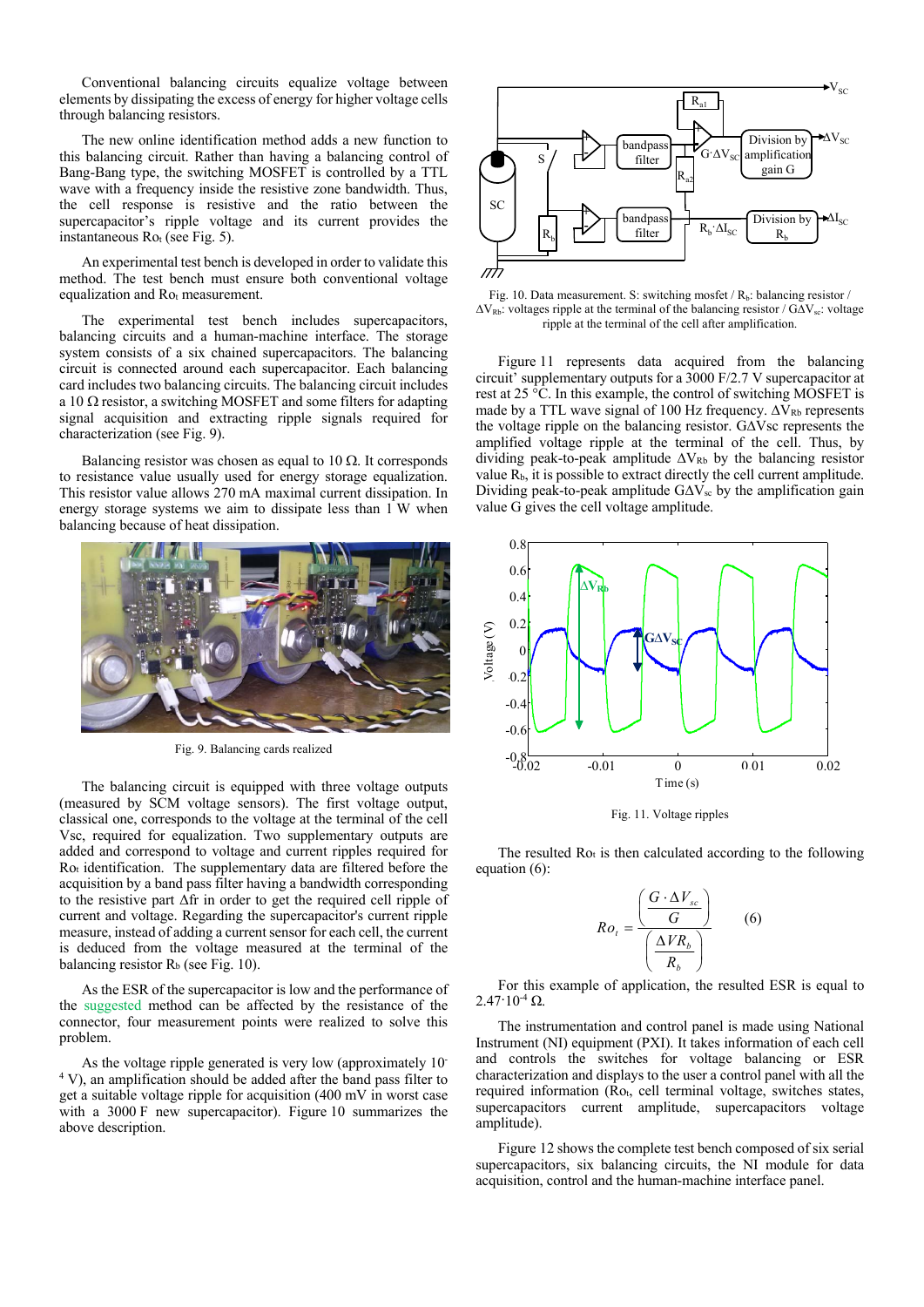Conventional balancing circuits equalize voltage between elements by dissipating the excess of energy for higher voltage cells through balancing resistors.

The new online identification method adds a new function to this balancing circuit. Rather than having a balancing control of Bang-Bang type, the switching MOSFET is controlled by a TTL wave with a frequency inside the resistive zone bandwidth. Thus, the cell response is resistive and the ratio between the supercapacitor's ripple voltage and its current provides the instantaneous $Ro_t$ (see Fig. 5).

An experimental test bench is developed in order to validate this method. The test bench must ensure both conventional voltage equalization and $Ro_t$ measurement.

The experimental test bench includes supercapacitors, balancing circuits and a human-machine interface. The storage system consists of a six chained supercapacitors. The balancing circuit is connected around each supercapacitor. Each balancing card includes two balancing circuits. The balancing circuit includes a 10 Ω resistor, a switching MOSFET and some filters for adapting signal acquisition and extracting ripple signals required for characterization (see Fig. 9).

Balancing resistor was chosen as equal to 10 Ω. It corresponds to resistance value usually used for energy storage equalization. This resistor value allows 270 mA maximal current dissipation. In energy storage systems we aim to dissipate less than 1 W when balancing because of heat dissipation.

Fig. 9. Balancing cards realized

The balancing circuit is equipped with three voltage outputs (measured by SCM voltage sensors). The first voltage output, classical one, corresponds to the voltage at the terminal of the cell Vsc, required for equalization. Two supplementary outputs are added and correspond to voltage and current ripples required for $Ro_t$ identification. The supplementary data are filtered before the acquisition by a band pass filter having a bandwidth corresponding to the resistive part $\Delta fr$ in order to get the required cell ripple of current and voltage. Regarding the supercapacitor's current ripple measure, instead of adding a current sensor for each cell, the current is deduced from the voltage measured at the terminal of the balancing resistor $R_b$ (see Fig. 10).

As the ESR of the supercapacitor is low and the performance of the suggested method can be affected by the resistance of the connector, four measurement points were realized to solve this problem.

As the voltage ripple generated is very low (approximately $10^{-4}$ V), an amplification should be added after the band pass filter to get a suitable voltage ripple for acquisition (400 mV in worst case with a 3000 F new supercapacitor). Figure 10 summarizes the above description.

Fig. 10. Data measurement. S: switching mosfet / $R_b$: balancing resistor / $\Delta V_{Rb}$: voltages ripple at the terminal of the balancing resistor / $G\Delta V_{sc}$: voltage ripple at the terminal of the cell after amplification.

Figure 11 represents data acquired from the balancing circuit' supplementary outputs for a 3000 F/2.7 V supercapacitor at rest at 25 °C. In this example, the control of switching MOSFET is made by a TTL wave signal of 100 Hz frequency. $\Delta V_{Rb}$ represents the voltage ripple on the balancing resistor. $G\Delta V_{sc}$ represents the amplified voltage ripple at the terminal of the cell. Thus, by dividing peak-to-peak amplitude $\Delta V_{Rb}$ by the balancing resistor value $R_b$, it is possible to extract directly the cell current amplitude. Dividing peak-to-peak amplitude $G\Delta V_{sc}$ by the amplification gain value G gives the cell voltage amplitude.

Fig. 11. Voltage ripples

The resulted $Ro_t$ is then calculated according to the following equation (6):

$$Ro_t = \frac{\left(\dfrac{G \cdot \Delta V_{sc}}{G}\right)}{\left(\dfrac{\Delta VR_b}{R_b}\right)} \qquad (6)$$

For this example of application, the resulted ESR is equal to $2.47 \cdot 10^{-4}$ Ω.

The instrumentation and control panel is made using National Instrument (NI) equipment (PXI). It takes information of each cell and controls the switches for voltage balancing or ESR characterization and displays to the user a control panel with all the required information ($Ro_t$, cell terminal voltage, switches states, supercapacitors current amplitude, supercapacitors voltage amplitude).

Figure 12 shows the complete test bench composed of six serial supercapacitors, six balancing circuits, the NI module for data acquisition, control and the human-machine interface panel.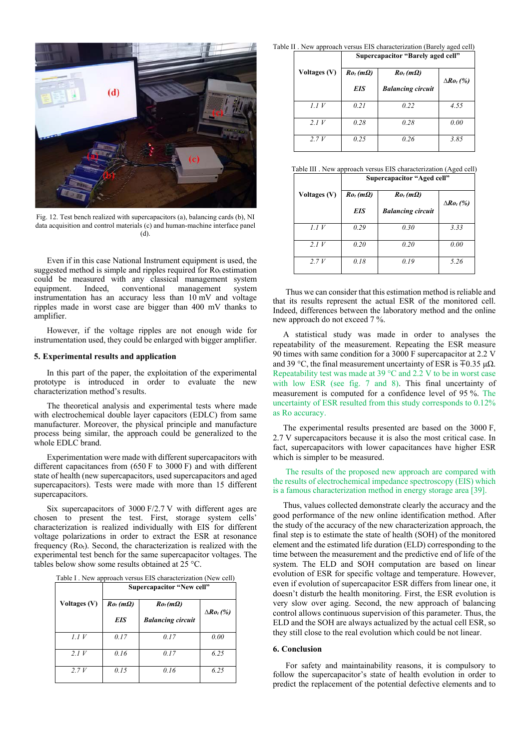Fig. 12. Test bench realized with supercapacitors (a), balancing cards (b), NI data acquisition and control materials (c) and human-machine interface panel (d).

Even if in this case National Instrument equipment is used, the suggested method is simple and ripples required for $R_{0t}$ estimation could be measured with any classical management system equipment. Indeed, conventional management system instrumentation has an accuracy less than 10 mV and voltage ripples made in worst case are bigger than 400 mV thanks to amplifier.

However, if the voltage ripples are not enough wide for instrumentation used, they could be enlarged with bigger amplifier.

## 5. Experimental results and application

In this part of the paper, the exploitation of the experimental prototype is introduced in order to evaluate the new characterization method's results.

The theoretical analysis and experimental tests where made with electrochemical double layer capacitors (EDLC) from same manufacturer. Moreover, the physical principle and manufacture process being similar, the approach could be generalized to the whole EDLC brand.

Experimentation were made with different supercapacitors with different capacitances from (650 F to 3000 F) and with different state of health (new supercapacitors, used supercapacitors and aged supercapacitors). Tests were made with more than 15 different supercapacitors.

Six supercapacitors of 3000 F/2.7 V with different ages are chosen to present the test. First, storage system cells' characterization is realized individually with EIS for different voltage polarizations in order to extract the ESR at resonance frequency ($R_{0t}$). Second, the characterization is realized with the experimental test bench for the same supercapacitor voltages. The tables below show some results obtained at 25 °C.

Table I . New approach versus EIS characterization (New cell)

| Voltages (V) | Supercapacitor "New cell" | | |
|---|---|---|---|
| | $R_{0t}$ (mΩ) EIS | $R_{0t}$ (mΩ) Balancing circuit | $\Delta R_{0t}$ (%) |
| *1.1 V* | *0.17* | *0.17* | *0.00* |
| *2.1 V* | *0.16* | *0.17* | *6.25* |
| *2.7 V* | *0.15* | *0.16* | *6.25* |

Table II . New approach versus EIS characterization (Barely aged cell)

| Voltages (V) | Supercapacitor "Barely aged cell" | | |
|---|---|---|---|
| | $R_{0t}$ (mΩ) EIS | $R_{0t}$ (mΩ) Balancing circuit | $\Delta R_{0t}$ (%) |
| *1.1 V* | *0.21* | *0.22* | *4.55* |
| *2.1 V* | *0.28* | *0.28* | *0.00* |
| *2.7 V* | *0.25* | *0.26* | *3.85* |

Table III . New approach versus EIS characterization (Aged cell)

| Voltages (V) | Supercapacitor "Aged cell" | | |
|---|---|---|---|
| | $R_{0t}$ (mΩ) EIS | $R_{0t}$ (mΩ) Balancing circuit | $\Delta R_{0t}$ (%) |
| *1.1 V* | *0.29* | *0.30* | *3.33* |
| *2.1 V* | *0.20* | *0.20* | *0.00* |
| *2.7 V* | *0.18* | *0.19* | *5.26* |

Thus we can consider that this estimation method is reliable and that its results represent the actual ESR of the monitored cell. Indeed, differences between the laboratory method and the online new approach do not exceed 7 %.

A statistical study was made in order to analyses the repeatability of the measurement. Repeating the ESR measure 90 times with same condition for a 3000 F supercapacitor at 2.2 V and 39 °C, the final measurement uncertainty of ESR is ∓0.35 µΩ. Repeatability test was made at 39 °C and 2.2 V to be in worst case with low ESR (see fig. 7 and 8). This final uncertainty of measurement is computed for a confidence level of 95 %. The uncertainty of ESR resulted from this study corresponds to 0.12% as Ro accuracy.

The experimental results presented are based on the 3000 F, 2.7 V supercapacitors because it is also the most critical case. In fact, supercapacitors with lower capacitances have higher ESR which is simpler to be measured.

The results of the proposed new approach are compared with the results of electrochemical impedance spectroscopy (EIS) which is a famous characterization method in energy storage area [39].

Thus, values collected demonstrate clearly the accuracy and the good performance of the new online identification method. After the study of the accuracy of the new characterization approach, the final step is to estimate the state of health (SOH) of the monitored element and the estimated life duration (ELD) corresponding to the time between the measurement and the predictive end of life of the system. The ELD and SOH computation are based on linear evolution of ESR for specific voltage and temperature. However, even if evolution of supercapacitor ESR differs from linear one, it doesn't disturb the health monitoring. First, the ESR evolution is very slow over aging. Second, the new approach of balancing control allows continuous supervision of this parameter. Thus, the ELD and the SOH are always actualized by the actual cell ESR, so they still close to the real evolution which could be not linear.

## 6. Conclusion

For safety and maintainability reasons, it is compulsory to follow the supercapacitor's state of health evolution in order to predict the replacement of the potential defective elements and to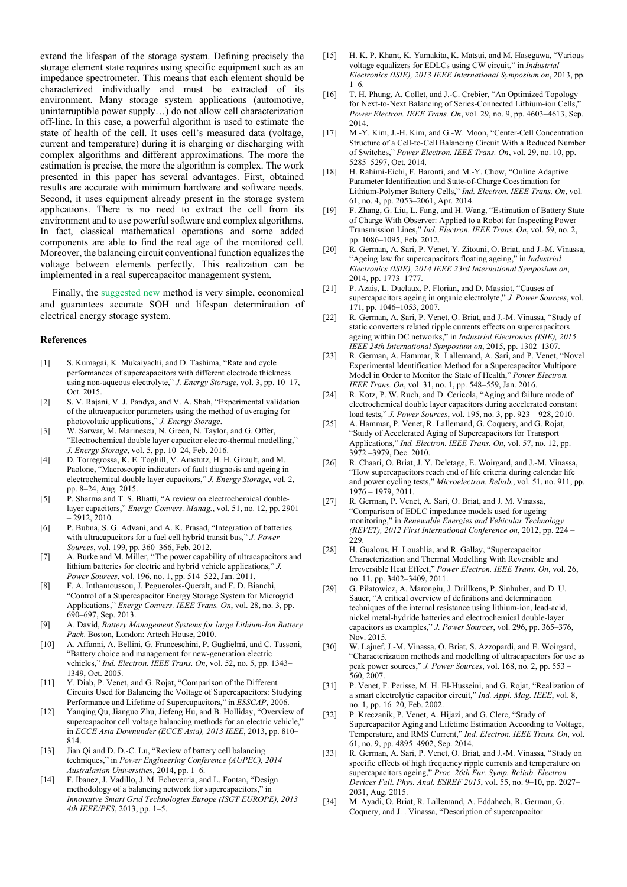extend the lifespan of the storage system. Defining precisely the storage element state requires using specific equipment such as an impedance spectrometer. This means that each element should be characterized individually and must be extracted of its environment. Many storage system applications (automotive, uninterruptible power supply…) do not allow cell characterization off-line. In this case, a powerful algorithm is used to estimate the state of health of the cell. It uses cell's measured data (voltage, current and temperature) during it is charging or discharging with complex algorithms and different approximations. The more the estimation is precise, the more the algorithm is complex. The work presented in this paper has several advantages. First, obtained results are accurate with minimum hardware and software needs. Second, it uses equipment already present in the storage system applications. There is no need to extract the cell from its environment and to use powerful software and complex algorithms. In fact, classical mathematical operations and some added components are able to find the real age of the monitored cell. Moreover, the balancing circuit conventional function equalizes the voltage between elements perfectly. This realization can be implemented in a real supercapacitor management system.

Finally, the suggested new method is very simple, economical and guarantees accurate SOH and lifespan determination of electrical energy storage system.

### References

[1] S. Kumagai, K. Mukaiyachi, and D. Tashima, "Rate and cycle performances of supercapacitors with different electrode thickness using non-aqueous electrolyte," *J. Energy Storage*, vol. 3, pp. 10–17, Oct. 2015.

[2] S. V. Rajani, V. J. Pandya, and V. A. Shah, "Experimental validation of the ultracapacitor parameters using the method of averaging for photovoltaic applications," *J. Energy Storage*.

[3] W. Sarwar, M. Marinescu, N. Green, N. Taylor, and G. Offer, "Electrochemical double layer capacitor electro-thermal modelling," *J. Energy Storage*, vol. 5, pp. 10–24, Feb. 2016.

[4] D. Torregrossa, K. E. Toghill, V. Amstutz, H. H. Girault, and M. Paolone, "Macroscopic indicators of fault diagnosis and ageing in electrochemical double layer capacitors," *J. Energy Storage*, vol. 2, pp. 8–24, Aug. 2015.

[5] P. Sharma and T. S. Bhatti, "A review on electrochemical double-layer capacitors," *Energy Convers. Manag.*, vol. 51, no. 12, pp. 2901 – 2912, 2010.

[6] P. Bubna, S. G. Advani, and A. K. Prasad, "Integration of batteries with ultracapacitors for a fuel cell hybrid transit bus," *J. Power Sources*, vol. 199, pp. 360–366, Feb. 2012.

[7] A. Burke and M. Miller, "The power capability of ultracapacitors and lithium batteries for electric and hybrid vehicle applications," *J. Power Sources*, vol. 196, no. 1, pp. 514–522, Jan. 2011.

[8] F. A. Inthamoussou, J. Pegueroles-Queralt, and F. D. Bianchi, "Control of a Supercapacitor Energy Storage System for Microgrid Applications," *Energy Convers. IEEE Trans. On*, vol. 28, no. 3, pp. 690–697, Sep. 2013.

[9] A. David, *Battery Management Systems for large Lithium-Ion Battery Pack*. Boston, London: Artech House, 2010.

[10] A. Affanni, A. Bellini, G. Franceschini, P. Guglielmi, and C. Tassoni, "Battery choice and management for new-generation electric vehicles," *Ind. Electron. IEEE Trans. On*, vol. 52, no. 5, pp. 1343–1349, Oct. 2005.

[11] Y. Diab, P. Venet, and G. Rojat, "Comparison of the Different Circuits Used for Balancing the Voltage of Supercapacitors: Studying Performance and Lifetime of Supercapacitors," in *ESSCAP*, 2006.

[12] Yanqing Qu, Jianguo Zhu, Jiefeng Hu, and B. Holliday, "Overview of supercapacitor cell voltage balancing methods for an electric vehicle," in *ECCE Asia Downunder (ECCE Asia), 2013 IEEE*, 2013, pp. 810–814.

[13] Jian Qi and D. D.-C. Lu, "Review of battery cell balancing techniques," in *Power Engineering Conference (AUPEC), 2014 Australasian Universities*, 2014, pp. 1–6.

[14] F. Ibanez, J. Vadillo, J. M. Echeverria, and L. Fontan, "Design methodology of a balancing network for supercapacitors," in *Innovative Smart Grid Technologies Europe (ISGT EUROPE), 2013 4th IEEE/PES*, 2013, pp. 1–5.

[15] H. K. P. Khant, K. Yamakita, K. Matsui, and M. Hasegawa, "Various voltage equalizers for EDLCs using CW circuit," in *Industrial Electronics (ISIE), 2013 IEEE International Symposium on*, 2013, pp. 1–6.

[16] T. H. Phung, A. Collet, and J.-C. Crebier, "An Optimized Topology for Next-to-Next Balancing of Series-Connected Lithium-ion Cells," *Power Electron. IEEE Trans. On*, vol. 29, no. 9, pp. 4603–4613, Sep. 2014.

[17] M.-Y. Kim, J.-H. Kim, and G.-W. Moon, "Center-Cell Concentration Structure of a Cell-to-Cell Balancing Circuit With a Reduced Number of Switches," *Power Electron. IEEE Trans. On*, vol. 29, no. 10, pp. 5285–5297, Oct. 2014.

[18] H. Rahimi-Eichi, F. Baronti, and M.-Y. Chow, "Online Adaptive Parameter Identification and State-of-Charge Coestimation for Lithium-Polymer Battery Cells," *Ind. Electron. IEEE Trans. On*, vol. 61, no. 4, pp. 2053–2061, Apr. 2014.

[19] F. Zhang, G. Liu, L. Fang, and H. Wang, "Estimation of Battery State of Charge With Observer: Applied to a Robot for Inspecting Power Transmission Lines," *Ind. Electron. IEEE Trans. On*, vol. 59, no. 2, pp. 1086–1095, Feb. 2012.

[20] R. German, A. Sari, P. Venet, Y. Zitouni, O. Briat, and J.-M. Vinassa, "Ageing law for supercapacitors floating ageing," in *Industrial Electronics (ISIE), 2014 IEEE 23rd International Symposium on*, 2014, pp. 1773–1777.

[21] P. Azais, L. Duclaux, P. Florian, and D. Massiot, "Causes of supercapacitors ageing in organic electrolyte," *J. Power Sources*, vol. 171, pp. 1046–1053, 2007.

[22] R. German, A. Sari, P. Venet, O. Briat, and J.-M. Vinassa, "Study of static converters related ripple currents effects on supercapacitors ageing within DC networks," in *Industrial Electronics (ISIE), 2015 IEEE 24th International Symposium on*, 2015, pp. 1302–1307.

[23] R. German, A. Hammar, R. Lallemand, A. Sari, and P. Venet, "Novel Experimental Identification Method for a Supercapacitor Multipore Model in Order to Monitor the State of Health," *Power Electron. IEEE Trans. On*, vol. 31, no. 1, pp. 548–559, Jan. 2016.

[24] R. Kotz, P. W. Ruch, and D. Cericola, "Aging and failure mode of electrochemical double layer capacitors during accelerated constant load tests," *J. Power Sources*, vol. 195, no. 3, pp. 923 – 928, 2010.

[25] A. Hammar, P. Venet, R. Lallemand, G. Coquery, and G. Rojat, "Study of Accelerated Aging of Supercapacitors for Transport Applications," *Ind. Electron. IEEE Trans. On*, vol. 57, no. 12, pp. 3972 –3979, Dec. 2010.

[26] R. Chaari, O. Briat, J. Y. Deletage, E. Woirgard, and J.-M. Vinassa, "How supercapacitors reach end of life criteria during calendar life and power cycling tests," *Microelectron. Reliab.*, vol. 51, no. 911, pp. 1976 – 1979, 2011.

[27] R. German, P. Venet, A. Sari, O. Briat, and J. M. Vinassa, "Comparison of EDLC impedance models used for ageing monitoring," in *Renewable Energies and Vehicular Technology (REVET), 2012 First International Conference on*, 2012, pp. 224 – 229.

[28] H. Gualous, H. Louahlia, and R. Gallay, "Supercapacitor Characterization and Thermal Modelling With Reversible and Irreversible Heat Effect," *Power Electron. IEEE Trans. On*, vol. 26, no. 11, pp. 3402–3409, 2011.

[29] G. Piłatowicz, A. Marongiu, J. Drillkens, P. Sinhuber, and D. U. Sauer, "A critical overview of definitions and determination techniques of the internal resistance using lithium-ion, lead-acid, nickel metal-hydride batteries and electrochemical double-layer capacitors as examples," *J. Power Sources*, vol. 296, pp. 365–376, Nov. 2015.

[30] W. Lajnef, J.-M. Vinassa, O. Briat, S. Azzopardi, and E. Woirgard, "Characterization methods and modelling of ultracapacitors for use as peak power sources," *J. Power Sources*, vol. 168, no. 2, pp. 553 – 560, 2007.

[31] P. Venet, F. Perisse, M. H. El-Husseini, and G. Rojat, "Realization of a smart electrolytic capacitor circuit," *Ind. Appl. Mag. IEEE*, vol. 8, no. 1, pp. 16–20, Feb. 2002.

[32] P. Kreczanik, P. Venet, A. Hijazi, and G. Clerc, "Study of Supercapacitor Aging and Lifetime Estimation According to Voltage, Temperature, and RMS Current," *Ind. Electron. IEEE Trans. On*, vol. 61, no. 9, pp. 4895–4902, Sep. 2014.

[33] R. German, A. Sari, P. Venet, O. Briat, and J.-M. Vinassa, "Study on specific effects of high frequency ripple currents and temperature on supercapacitors ageing," *Proc. 26th Eur. Symp. Reliab. Electron Devices Fail. Phys. Anal. ESREF 2015*, vol. 55, no. 9–10, pp. 2027–2031, Aug. 2015.

[34] M. Ayadi, O. Briat, R. Lallemand, A. Eddahech, R. German, G. Coquery, and J. . Vinassa, "Description of supercapacitor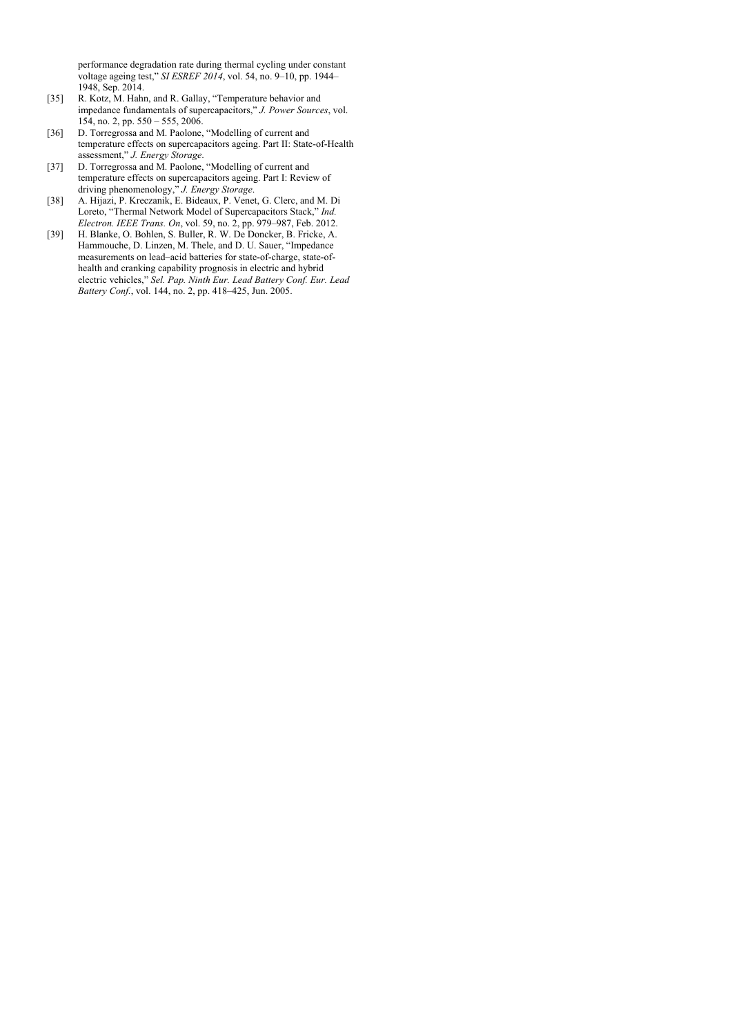performance degradation rate during thermal cycling under constant voltage ageing test," *SI ESREF 2014*, vol. 54, no. 9–10, pp. 1944–1948, Sep. 2014.

[35] R. Kotz, M. Hahn, and R. Gallay, "Temperature behavior and impedance fundamentals of supercapacitors," *J. Power Sources*, vol. 154, no. 2, pp. 550 – 555, 2006.

[36] D. Torregrossa and M. Paolone, "Modelling of current and temperature effects on supercapacitors ageing. Part II: State-of-Health assessment," *J. Energy Storage*.

[37] D. Torregrossa and M. Paolone, "Modelling of current and temperature effects on supercapacitors ageing. Part I: Review of driving phenomenology," *J. Energy Storage*.

[38] A. Hijazi, P. Kreczanik, E. Bideaux, P. Venet, G. Clerc, and M. Di Loreto, "Thermal Network Model of Supercapacitors Stack," *Ind. Electron. IEEE Trans. On*, vol. 59, no. 2, pp. 979–987, Feb. 2012.

[39] H. Blanke, O. Bohlen, S. Buller, R. W. De Doncker, B. Fricke, A. Hammouche, D. Linzen, M. Thele, and D. U. Sauer, "Impedance measurements on lead–acid batteries for state-of-charge, state-of-health and cranking capability prognosis in electric and hybrid electric vehicles," *Sel. Pap. Ninth Eur. Lead Battery Conf. Eur. Lead Battery Conf.*, vol. 144, no. 2, pp. 418–425, Jun. 2005.